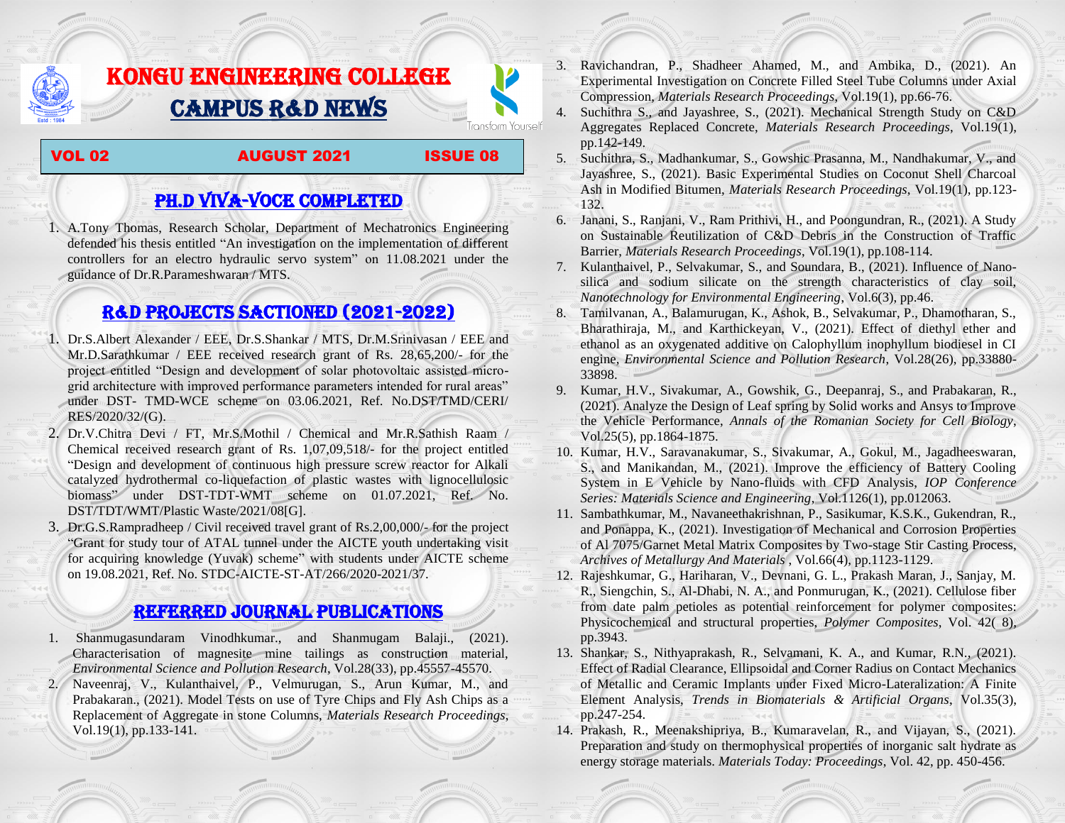# KONGU ENGINEERING COLLEGE

# CAMPUS R&D NEWS

Transform Yourself

**VOL 02 AUGUST 2021 ISSUE 08**

## PH.D VIVA-VOCE COMPLETED

1. A.Tony Thomas, Research Scholar, Department of Mechatronics Engineering defended his thesis entitled "An investigation on the implementation of different controllers for an electro hydraulic servo system" on 11.08.2021 under the guidance of Dr.R.Parameshwaran / MTS.

## R&D PROJECTS SACTIONED (2021-2022)

1. Dr.S.Albert Alexander / EEE, Dr.S.Shankar / MTS, Dr.M.Srinivasan / EEE and Mr.D.Sarathkumar / EEE received research grant of Rs. 28,65,200/- for the project entitled "Design and development of solar photovoltaic assisted micro-grid architecture with improved performance parameters intended for rural areas" under DST- TMD-WCE scheme on 03.06.2021, Ref. No.DST/TMD/CERI/ RES/2020/32/(G).
2. Dr.V.Chitra Devi / FT, Mr.S.Mothil / Chemical and Mr.R.Sathish Raam / Chemical received research grant of Rs. 1,07,09,518/- for the project entitled "Design and development of continuous high pressure screw reactor for Alkali catalyzed hydrothermal co-liquefaction of plastic wastes with lignocellulosic biomass" under DST-TDT-WMT scheme on 01.07.2021, Ref. No. DST/TDT/WMT/Plastic Waste/2021/08[G].
3. Dr.G.S.Rampradheep / Civil received travel grant of Rs.2,00,000/- for the project "Grant for study tour of ATAL tunnel under the AICTE youth undertaking visit for acquiring knowledge (Yuvak) scheme" with students under AICTE scheme on 19.08.2021, Ref. No. STDC-AICTE-ST-AT/266/2020-2021/37.

## REFERRED JOURNAL PUBLICATIONS

1. Shanmugasundaram Vinodhkumar., and Shanmugam Balaji., (2021). Characterisation of magnesite mine tailings as construction material, *Environmental Science and Pollution Research*, Vol.28(33), pp.45557-45570.
2. Naveenraj, V., Kulanthaivel, P., Velmurugan, S., Arun Kumar, M., and Prabakaran., (2021). Model Tests on use of Tyre Chips and Fly Ash Chips as a Replacement of Aggregate in stone Columns, *Materials Research Proceedings*, Vol.19(1), pp.133-141.
3. Ravichandran, P., Shadheer Ahamed, M., and Ambika, D., (2021). An Experimental Investigation on Concrete Filled Steel Tube Columns under Axial Compression, *Materials Research Proceedings*, Vol.19(1), pp.66-76.
4. Suchithra S., and Jayashree, S., (2021). Mechanical Strength Study on C&D Aggregates Replaced Concrete, *Materials Research Proceedings*, Vol.19(1), pp.142-149.
5. Suchithra, S., Madhankumar, S., Gowshic Prasanna, M., Nandhakumar, V., and Jayashree, S., (2021). Basic Experimental Studies on Coconut Shell Charcoal Ash in Modified Bitumen, *Materials Research Proceedings*, Vol.19(1), pp.123-132.
6. Janani, S., Ranjani, V., Ram Prithivi, H., and Poongundran, R., (2021). A Study on Sustainable Reutilization of C&D Debris in the Construction of Traffic Barrier, *Materials Research Proceedings*, Vol.19(1), pp.108-114.
7. Kulanthaivel, P., Selvakumar, S., and Soundara, B., (2021). Influence of Nano-silica and sodium silicate on the strength characteristics of clay soil, *Nanotechnology for Environmental Engineering*, Vol.6(3), pp.46.
8. Tamilvanan, A., Balamurugan, K., Ashok, B., Selvakumar, P., Dhamotharan, S., Bharathiraja, M., and Karthickeyan, V., (2021). Effect of diethyl ether and ethanol as an oxygenated additive on Calophyllum inophyllum biodiesel in CI engine, *Environmental Science and Pollution Research*, Vol.28(26), pp.33880-33898.
9. Kumar, H.V., Sivakumar, A., Gowshik, G., Deepanraj, S., and Prabakaran, R., (2021). Analyze the Design of Leaf spring by Solid works and Ansys to Improve the Vehicle Performance, *Annals of the Romanian Society for Cell Biology*, Vol.25(5), pp.1864-1875.
10. Kumar, H.V., Saravanakumar, S., Sivakumar, A., Gokul, M., Jagadheeswaran, S., and Manikandan, M., (2021). Improve the efficiency of Battery Cooling System in E Vehicle by Nano-fluids with CFD Analysis, *IOP Conference Series: Materials Science and Engineering*, Vol.1126(1), pp.012063.
11. Sambathkumar, M., Navaneethakrishnan, P., Sasikumar, K.S.K., Gukendran, R., and Ponappa, K., (2021). Investigation of Mechanical and Corrosion Properties of Al 7075/Garnet Metal Matrix Composites by Two-stage Stir Casting Process, *Archives of Metallurgy And Materials* , Vol.66(4), pp.1123-1129.
12. Rajeshkumar, G., Hariharan, V., Devnani, G. L., Prakash Maran, J., Sanjay, M. R., Siengchin, S., Al-Dhabi, N. A., and Ponmurugan, K., (2021). Cellulose fiber from date palm petioles as potential reinforcement for polymer composites: Physicochemical and structural properties, *Polymer Composites*, Vol. 42( 8), pp.3943.
13. Shankar, S., Nithyaprakash, R., Selvamani, K. A., and Kumar, R.N., (2021). Effect of Radial Clearance, Ellipsoidal and Corner Radius on Contact Mechanics of Metallic and Ceramic Implants under Fixed Micro-Lateralization: A Finite Element Analysis, *Trends in Biomaterials & Artificial Organs*, Vol.35(3), pp.247-254.
14. Prakash, R., Meenakshipriya, B., Kumaravelan, R., and Vijayan, S., (2021). Preparation and study on thermophysical properties of inorganic salt hydrate as energy storage materials. *Materials Today: Proceedings*, Vol. 42, pp. 450-456.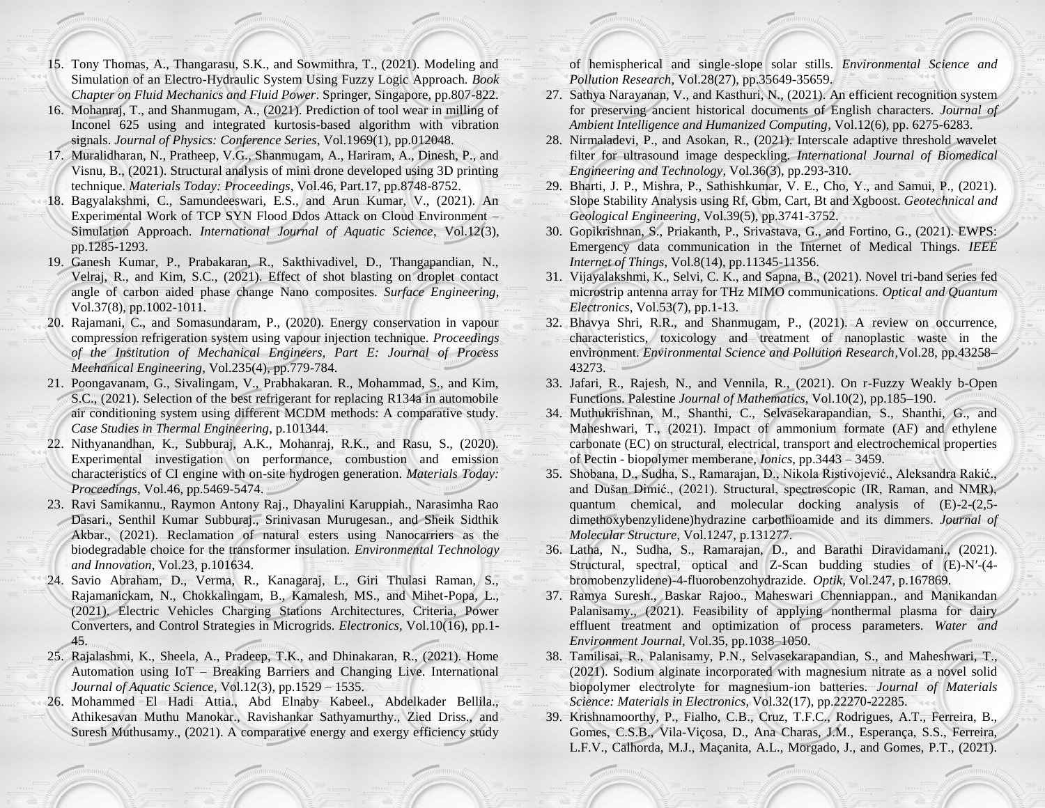15. Tony Thomas, A., Thangarasu, S.K., and Sowmithra, T., (2021). Modeling and Simulation of an Electro-Hydraulic System Using Fuzzy Logic Approach. *Book Chapter on Fluid Mechanics and Fluid Power*. Springer, Singapore, pp.807-822.
16. Mohanraj, T., and Shanmugam, A., (2021). Prediction of tool wear in milling of Inconel 625 using and integrated kurtosis-based algorithm with vibration signals. *Journal of Physics: Conference Series*, Vol.1969(1), pp.012048.
17. Muralidharan, N., Pratheep, V.G., Shanmugam, A., Hariram, A., Dinesh, P., and Visnu, B., (2021). Structural analysis of mini drone developed using 3D printing technique. *Materials Today: Proceedings*, Vol.46, Part.17, pp.8748-8752.
18. Bagyalakshmi, C., Samundeeswari, E.S., and Arun Kumar, V., (2021). An Experimental Work of TCP SYN Flood Ddos Attack on Cloud Environment – Simulation Approach. *International Journal of Aquatic Science*, Vol.12(3), pp.1285-1293.
19. Ganesh Kumar, P., Prabakaran, R., Sakthivadivel, D., Thangapandian, N., Velraj, R., and Kim, S.C., (2021). Effect of shot blasting on droplet contact angle of carbon aided phase change Nano composites. *Surface Engineering*, Vol.37(8), pp.1002-1011.
20. Rajamani, C., and Somasundaram, P., (2020). Energy conservation in vapour compression refrigeration system using vapour injection technique. *Proceedings of the Institution of Mechanical Engineers, Part E: Journal of Process Mechanical Engineering*, Vol.235(4), pp.779-784.
21. Poongavanam, G., Sivalingam, V., Prabhakaran. R., Mohammad, S., and Kim, S.C., (2021). Selection of the best refrigerant for replacing R134a in automobile air conditioning system using different MCDM methods: A comparative study. *Case Studies in Thermal Engineering*, p.101344.
22. Nithyanandhan, K., Subburaj, A.K., Mohanraj, R.K., and Rasu, S., (2020). Experimental investigation on performance, combustion and emission characteristics of CI engine with on-site hydrogen generation. *Materials Today: Proceedings*, Vol.46, pp.5469-5474.
23. Ravi Samikannu., Raymon Antony Raj., Dhayalini Karuppiah., Narasimha Rao Dasari., Senthil Kumar Subburaj., Srinivasan Murugesan., and Sheik Sidthik Akbar., (2021). Reclamation of natural esters using Nanocarriers as the biodegradable choice for the transformer insulation. *Environmental Technology and Innovation*, Vol.23, p.101634.
24. Savio Abraham, D., Verma, R., Kanagaraj, L., Giri Thulasi Raman, S., Rajamanickam, N., Chokkalingam, B., Kamalesh, MS., and Mihet-Popa, L., (2021). Electric Vehicles Charging Stations Architectures, Criteria, Power Converters, and Control Strategies in Microgrids. *Electronics*, Vol.10(16), pp.1-45.
25. Rajalashmi, K., Sheela, A., Pradeep, T.K., and Dhinakaran, R., (2021). Home Automation using IoT – Breaking Barriers and Changing Live. International *Journal of Aquatic Science*, Vol.12(3), pp.1529 – 1535.
26. Mohammed El Hadi Attia., Abd Elnaby Kabeel., Abdelkader Bellila., Athikesavan Muthu Manokar., Ravishankar Sathyamurthy., Zied Driss., and Suresh Muthusamy., (2021). A comparative energy and exergy efficiency study of hemispherical and single-slope solar stills. *Environmental Science and Pollution Research*, Vol.28(27), pp.35649-35659.
27. Sathya Narayanan, V., and Kasthuri, N., (2021). An efficient recognition system for preserving ancient historical documents of English characters. *Journal of Ambient Intelligence and Humanized Computing*, Vol.12(6), pp. 6275-6283.
28. Nirmaladevi, P., and Asokan, R., (2021). Interscale adaptive threshold wavelet filter for ultrasound image despeckling. *International Journal of Biomedical Engineering and Technology*, Vol.36(3), pp.293-310.
29. Bharti, J. P., Mishra, P., Sathishkumar, V. E., Cho, Y., and Samui, P., (2021). Slope Stability Analysis using Rf, Gbm, Cart, Bt and Xgboost. *Geotechnical and Geological Engineering*, Vol.39(5), pp.3741-3752.
30. Gopikrishnan, S., Priakanth, P., Srivastava, G., and Fortino, G., (2021). EWPS: Emergency data communication in the Internet of Medical Things. *IEEE Internet of Things*, Vol.8(14), pp.11345-11356.
31. Vijayalakshmi, K., Selvi, C. K., and Sapna, B., (2021). Novel tri-band series fed microstrip antenna array for THz MIMO communications. *Optical and Quantum Electronics*, Vol.53(7), pp.1-13.
32. Bhavya Shri, R.R., and Shanmugam, P., (2021). A review on occurrence, characteristics, toxicology and treatment of nanoplastic waste in the environment. *Environmental Science and Pollution Research*,Vol.28, pp.43258–43273.
33. Jafari, R., Rajesh, N., and Vennila, R., (2021). On r-Fuzzy Weakly b-Open Functions. Palestine *Journal of Mathematics*, Vol.10(2), pp.185–190.
34. Muthukrishnan, M., Shanthi, C., Selvasekarapandian, S., Shanthi, G., and Maheshwari, T., (2021). Impact of ammonium formate (AF) and ethylene carbonate (EC) on structural, electrical, transport and electrochemical properties of Pectin - biopolymer memberane, *Ionics*, pp.3443 – 3459.
35. Shobana, D., Sudha, S., Ramarajan, D., Nikola Ristivojević., Aleksandra Rakić., and Dušan Dimić., (2021). Structural, spectroscopic (IR, Raman, and NMR), quantum chemical, and molecular docking analysis of (E)-2-(2,5-dimethoxybenzylidene)hydrazine carbothioamide and its dimmers. *Journal of Molecular Structure*, Vol.1247, p.131277.
36. Latha, N., Sudha, S., Ramarajan, D., and Barathi Diravidamani., (2021). Structural, spectral, optical and Z-Scan budding studies of (E)-N′-(4-bromobenzylidene)-4-fluorobenzohydrazide. *Optik*, Vol.247, p.167869.
37. Ramya Suresh., Baskar Rajoo., Maheswari Chenniappan., and Manikandan Palanisamy., (2021). Feasibility of applying nonthermal plasma for dairy effluent treatment and optimization of process parameters. *Water and Environment Journal*, Vol.35, pp.1038–1050.
38. Tamilisai, R., Palanisamy, P.N., Selvasekarapandian, S., and Maheshwari, T., (2021). Sodium alginate incorporated with magnesium nitrate as a novel solid biopolymer electrolyte for magnesium-ion batteries. *Journal of Materials Science: Materials in Electronics*, Vol.32(17), pp.22270-22285.
39. Krishnamoorthy, P., Fialho, C.B., Cruz, T.F.C., Rodrigues, A.T., Ferreira, B., Gomes, C.S.B., Vila-Viçosa, D., Ana Charas, J.M., Esperança, S.S., Ferreira, L.F.V., Calhorda, M.J., Maçanita, A.L., Morgado, J., and Gomes, P.T., (2021).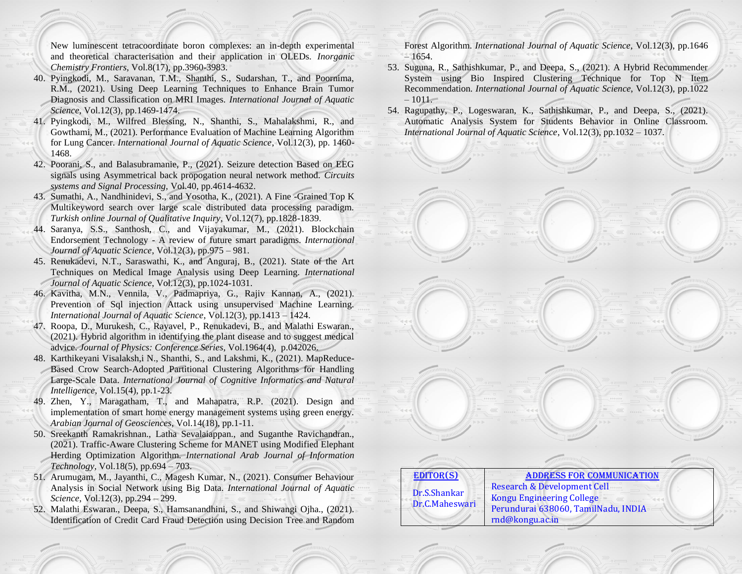New luminescent tetracoordinate boron complexes: an in-depth experimental and theoretical characterisation and their application in OLEDs. *Inorganic Chemistry Frontiers*, Vol.8(17), pp.3960-3983.

40. Pyingkodi, M., Saravanan, T.M., Shanthi, S., Sudarshan, T., and Poornima, R.M., (2021). Using Deep Learning Techniques to Enhance Brain Tumor Diagnosis and Classification on MRI Images. *International Journal of Aquatic Science*, Vol.12(3), pp.1469-1474.
41. Pyingkodi, M., Wilfred Blessing, N., Shanthi, S., Mahalakshmi, R., and Gowthami, M., (2021). Performance Evaluation of Machine Learning Algorithm for Lung Cancer. *International Journal of Aquatic Science*, Vol.12(3), pp. 1460-1468.
42. Poorani, S., and Balasubramanie, P., (2021). Seizure detection Based on EEG signals using Asymmetrical back propogation neural network method. *Circuits systems and Signal Processing*, Vol.40, pp.4614-4632.
43. Sumathi, A., Nandhinidevi, S., and Yosotha, K., (2021). A Fine -Grained Top K Multikeyword search over large scale distributed data processing paradigm. *Turkish online Journal of Qualitative Inquiry*, Vol.12(7), pp.1828-1839.
44. Saranya, S.S., Santhosh, C., and Vijayakumar, M., (2021). Blockchain Endorsement Technology - A review of future smart paradigms. *International Journal of Aquatic Science*, Vol.12(3), pp.975 – 981.
45. Renukadevi, N.T., Saraswathi, K., and Anguraj, B., (2021). State of the Art Techniques on Medical Image Analysis using Deep Learning. *International Journal of Aquatic Science*, Vol.12(3), pp.1024-1031.
46. Kavitha, M.N., Vennila, V., Padmapriya, G., Rajiv Kannan, A., (2021). Prevention of Sql injection Attack using unsupervised Machine Learning. *International Journal of Aquatic Science*, Vol.12(3), pp.1413 – 1424.
47. Roopa, D., Murukesh, C., Rayavel, P., Renukadevi, B., and Malathi Eswaran., (2021). Hybrid algorithm in identifying the plant disease and to suggest medical advice. *Journal of Physics: Conference Series*, Vol.1964(4), p.042026.
48. Karthikeyani Visalaksh,i N., Shanthi, S., and Lakshmi, K., (2021). MapReduce-Based Crow Search-Adopted Partitional Clustering Algorithms for Handling Large-Scale Data. *International Journal of Cognitive Informatics and Natural Intelligence*, Vol.15(4), pp.1-23.
49. Zhen, Y., Maragatham, T., and Mahapatra, R.P. (2021). Design and implementation of smart home energy management systems using green energy. *Arabian Journal of Geosciences*, Vol.14(18), pp.1-11.
50. Sreekanth Ramakrishnan., Latha Sevalaiappan., and Suganthe Ravichandran., (2021). Traffic-Aware Clustering Scheme for MANET using Modified Elephant Herding Optimization Algorithm. *International Arab Journal of Information Technology*, Vol.18(5), pp.694 – 703.
51. Arumugam, M., Jayanthi, C., Magesh Kumar, N., (2021). Consumer Behaviour Analysis in Social Network using Big Data. *International Journal of Aquatic Science*, Vol.12(3), pp.294 – 299.
52. Malathi Eswaran., Deepa, S., Hamsanandhini, S., and Shiwangi Ojha., (2021). Identification of Credit Card Fraud Detection using Decision Tree and Random Forest Algorithm. *International Journal of Aquatic Science*, Vol.12(3), pp.1646 – 1654.
53. Suguna, R., Sathishkumar, P., and Deepa, S., (2021). A Hybrid Recommender System using Bio Inspired Clustering Technique for Top N Item Recommendation. *International Journal of Aquatic Science*, Vol.12(3), pp.1022 – 1011.
54. Ragupathy, P., Logeswaran, K., Sathishkumar, P., and Deepa, S., (2021). Automatic Analysis System for Students Behavior in Online Classroom. *International Journal of Aquatic Science*, Vol.12(3), pp.1032 – 1037.

| EDITOR(S) | ADDRESS FOR COMMUNICATION |
| --- | --- |
| Dr.S.Shankar<br>Dr.C.Maheswari | Research & Development Cell<br>Kongu Engineering College<br>Perundurai 638060, TamilNadu, INDIA<br>rnd@kongu.ac.in |